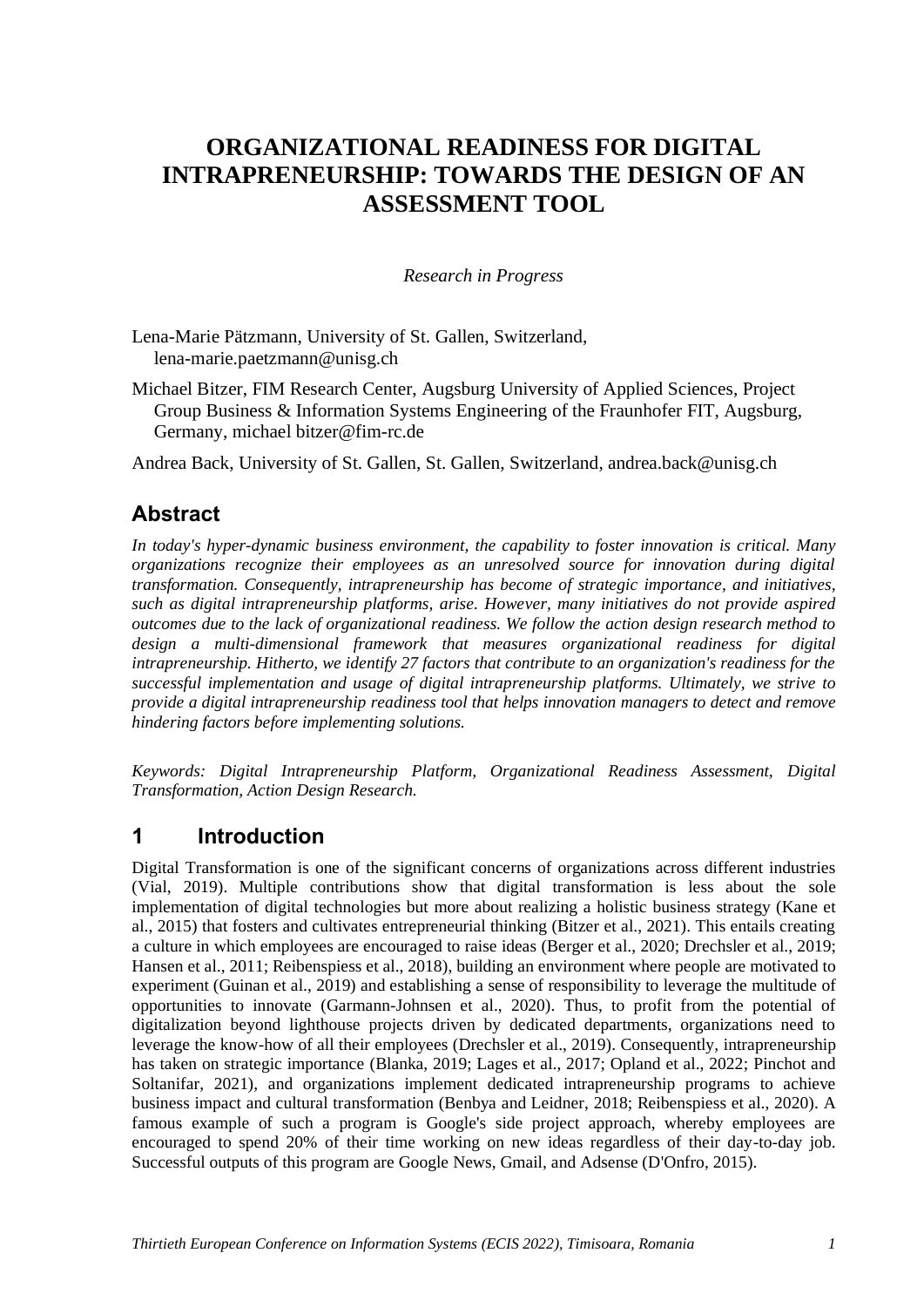# ORGANIZATIONAL READINESS FOR DIGITAL INTRAPRENEURSHIP: TOWARDS THE DESIGN OF AN ASSESSMENT TOOL

*Research in Progress*

Lena-Marie Pätzmann, University of St. Gallen, Switzerland, lena-marie.paetzmann@unisg.ch

Michael Bitzer, FIM Research Center, Augsburg University of Applied Sciences, Project Group Business & Information Systems Engineering of the Fraunhofer FIT, Augsburg, Germany, michael bitzer@fim-rc.de

Andrea Back, University of St. Gallen, St. Gallen, Switzerland, andrea.back@unisg.ch

## Abstract

*In today's hyper-dynamic business environment, the capability to foster innovation is critical. Many organizations recognize their employees as an unresolved source for innovation during digital transformation. Consequently, intrapreneurship has become of strategic importance, and initiatives, such as digital intrapreneurship platforms, arise. However, many initiatives do not provide aspired outcomes due to the lack of organizational readiness. We follow the action design research method to design a multi-dimensional framework that measures organizational readiness for digital intrapreneurship. Hitherto, we identify 27 factors that contribute to an organization's readiness for the successful implementation and usage of digital intrapreneurship platforms. Ultimately, we strive to provide a digital intrapreneurship readiness tool that helps innovation managers to detect and remove hindering factors before implementing solutions.*

*Keywords: Digital Intrapreneurship Platform, Organizational Readiness Assessment, Digital Transformation, Action Design Research.*

## 1 Introduction

Digital Transformation is one of the significant concerns of organizations across different industries (Vial, 2019). Multiple contributions show that digital transformation is less about the sole implementation of digital technologies but more about realizing a holistic business strategy (Kane et al., 2015) that fosters and cultivates entrepreneurial thinking (Bitzer et al., 2021). This entails creating a culture in which employees are encouraged to raise ideas (Berger et al., 2020; Drechsler et al., 2019; Hansen et al., 2011; Reibenspiess et al., 2018), building an environment where people are motivated to experiment (Guinan et al., 2019) and establishing a sense of responsibility to leverage the multitude of opportunities to innovate (Garmann-Johnsen et al., 2020). Thus, to profit from the potential of digitalization beyond lighthouse projects driven by dedicated departments, organizations need to leverage the know-how of all their employees (Drechsler et al., 2019). Consequently, intrapreneurship has taken on strategic importance (Blanka, 2019; Lages et al., 2017; Opland et al., 2022; Pinchot and Soltanifar, 2021), and organizations implement dedicated intrapreneurship programs to achieve business impact and cultural transformation (Benbya and Leidner, 2018; Reibenspiess et al., 2020). A famous example of such a program is Google's side project approach, whereby employees are encouraged to spend 20% of their time working on new ideas regardless of their day-to-day job. Successful outputs of this program are Google News, Gmail, and Adsense (D'Onfro, 2015).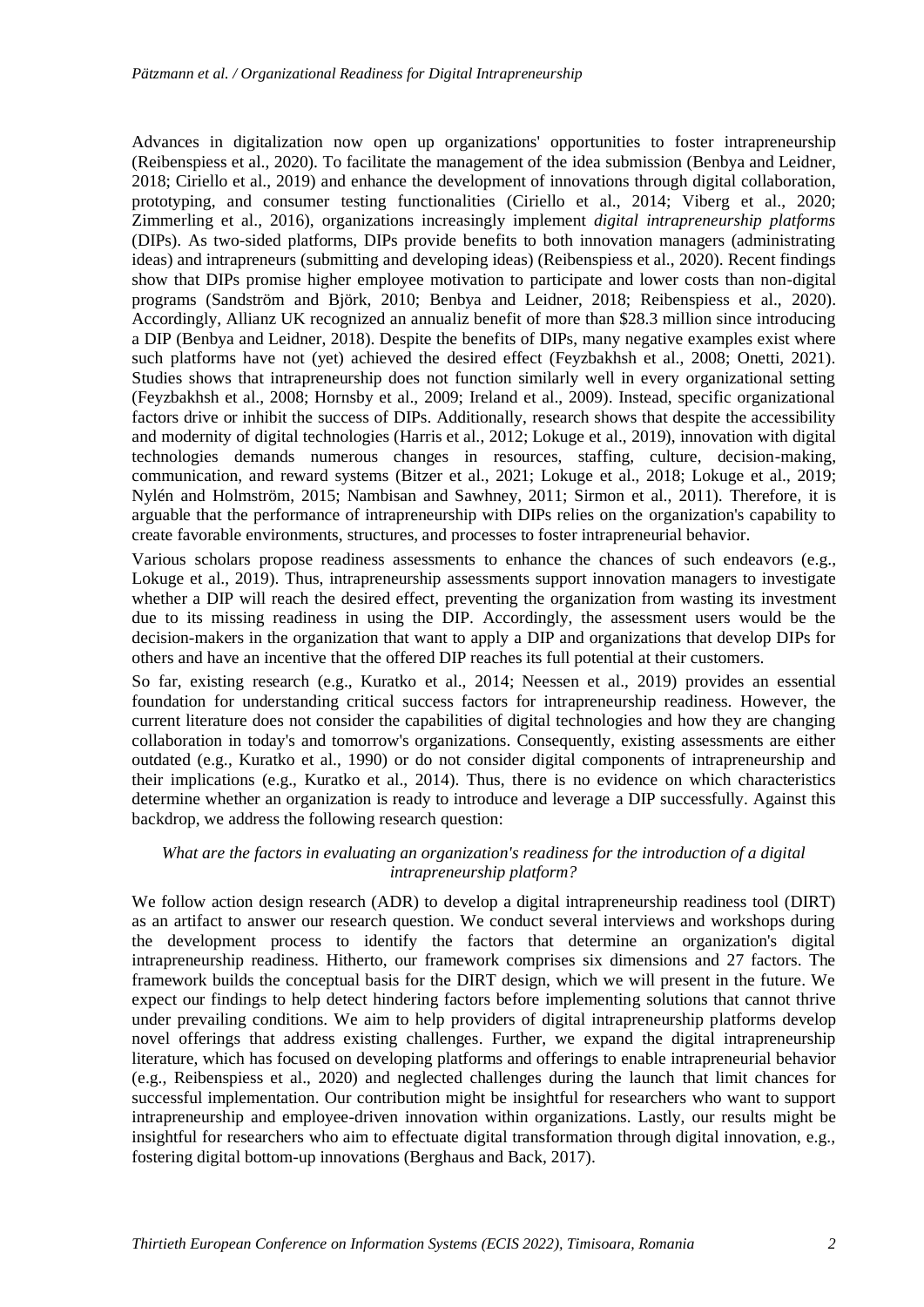Advances in digitalization now open up organizations' opportunities to foster intrapreneurship (Reibenspiess et al., 2020). To facilitate the management of the idea submission (Benbya and Leidner, 2018; Ciriello et al., 2019) and enhance the development of innovations through digital collaboration, prototyping, and consumer testing functionalities (Ciriello et al., 2014; Viberg et al., 2020; Zimmerling et al., 2016), organizations increasingly implement *digital intrapreneurship platforms* (DIPs). As two-sided platforms, DIPs provide benefits to both innovation managers (administrating ideas) and intrapreneurs (submitting and developing ideas) (Reibenspiess et al., 2020). Recent findings show that DIPs promise higher employee motivation to participate and lower costs than non-digital programs (Sandström and Björk, 2010; Benbya and Leidner, 2018; Reibenspiess et al., 2020). Accordingly, Allianz UK recognized an annualiz benefit of more than $28.3 million since introducing a DIP (Benbya and Leidner, 2018). Despite the benefits of DIPs, many negative examples exist where such platforms have not (yet) achieved the desired effect (Feyzbakhsh et al., 2008; Onetti, 2021). Studies shows that intrapreneurship does not function similarly well in every organizational setting (Feyzbakhsh et al., 2008; Hornsby et al., 2009; Ireland et al., 2009). Instead, specific organizational factors drive or inhibit the success of DIPs. Additionally, research shows that despite the accessibility and modernity of digital technologies (Harris et al., 2012; Lokuge et al., 2019), innovation with digital technologies demands numerous changes in resources, staffing, culture, decision-making, communication, and reward systems (Bitzer et al., 2021; Lokuge et al., 2018; Lokuge et al., 2019; Nylén and Holmström, 2015; Nambisan and Sawhney, 2011; Sirmon et al., 2011). Therefore, it is arguable that the performance of intrapreneurship with DIPs relies on the organization's capability to create favorable environments, structures, and processes to foster intrapreneurial behavior.

Various scholars propose readiness assessments to enhance the chances of such endeavors (e.g., Lokuge et al., 2019). Thus, intrapreneurship assessments support innovation managers to investigate whether a DIP will reach the desired effect, preventing the organization from wasting its investment due to its missing readiness in using the DIP. Accordingly, the assessment users would be the decision-makers in the organization that want to apply a DIP and organizations that develop DIPs for others and have an incentive that the offered DIP reaches its full potential at their customers.

So far, existing research (e.g., Kuratko et al., 2014; Neessen et al., 2019) provides an essential foundation for understanding critical success factors for intrapreneurship readiness. However, the current literature does not consider the capabilities of digital technologies and how they are changing collaboration in today's and tomorrow's organizations. Consequently, existing assessments are either outdated (e.g., Kuratko et al., 1990) or do not consider digital components of intrapreneurship and their implications (e.g., Kuratko et al., 2014). Thus, there is no evidence on which characteristics determine whether an organization is ready to introduce and leverage a DIP successfully. Against this backdrop, we address the following research question:

*What are the factors in evaluating an organization's readiness for the introduction of a digital intrapreneurship platform?*

We follow action design research (ADR) to develop a digital intrapreneurship readiness tool (DIRT) as an artifact to answer our research question. We conduct several interviews and workshops during the development process to identify the factors that determine an organization's digital intrapreneurship readiness. Hitherto, our framework comprises six dimensions and 27 factors. The framework builds the conceptual basis for the DIRT design, which we will present in the future. We expect our findings to help detect hindering factors before implementing solutions that cannot thrive under prevailing conditions. We aim to help providers of digital intrapreneurship platforms develop novel offerings that address existing challenges. Further, we expand the digital intrapreneurship literature, which has focused on developing platforms and offerings to enable intrapreneurial behavior (e.g., Reibenspiess et al., 2020) and neglected challenges during the launch that limit chances for successful implementation. Our contribution might be insightful for researchers who want to support intrapreneurship and employee-driven innovation within organizations. Lastly, our results might be insightful for researchers who aim to effectuate digital transformation through digital innovation, e.g., fostering digital bottom-up innovations (Berghaus and Back, 2017).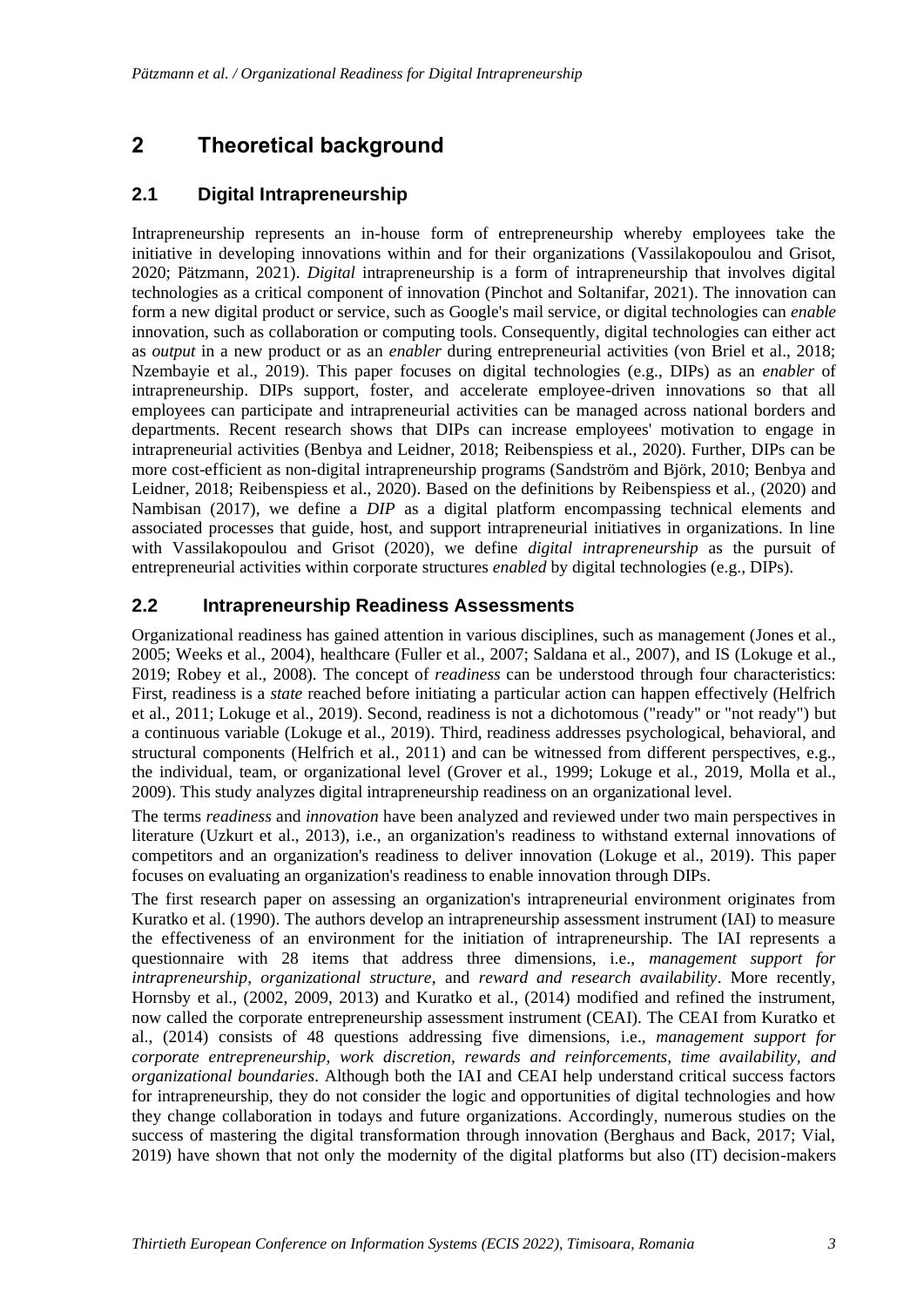## 2 Theoretical background

### 2.1 Digital Intrapreneurship

Intrapreneurship represents an in-house form of entrepreneurship whereby employees take the initiative in developing innovations within and for their organizations (Vassilakopoulou and Grisot, 2020; Pätzmann, 2021). *Digital* intrapreneurship is a form of intrapreneurship that involves digital technologies as a critical component of innovation (Pinchot and Soltanifar, 2021). The innovation can form a new digital product or service, such as Google's mail service, or digital technologies can *enable* innovation, such as collaboration or computing tools. Consequently, digital technologies can either act as *output* in a new product or as an *enabler* during entrepreneurial activities (von Briel et al., 2018; Nzembayie et al., 2019). This paper focuses on digital technologies (e.g., DIPs) as an *enabler* of intrapreneurship. DIPs support, foster, and accelerate employee-driven innovations so that all employees can participate and intrapreneurial activities can be managed across national borders and departments. Recent research shows that DIPs can increase employees' motivation to engage in intrapreneurial activities (Benbya and Leidner, 2018; Reibenspiess et al., 2020). Further, DIPs can be more cost-efficient as non-digital intrapreneurship programs (Sandström and Björk, 2010; Benbya and Leidner, 2018; Reibenspiess et al., 2020). Based on the definitions by Reibenspiess et al., (2020) and Nambisan (2017), we define a *DIP* as a digital platform encompassing technical elements and associated processes that guide, host, and support intrapreneurial initiatives in organizations. In line with Vassilakopoulou and Grisot (2020), we define *digital intrapreneurship* as the pursuit of entrepreneurial activities within corporate structures *enabled* by digital technologies (e.g., DIPs).

### 2.2 Intrapreneurship Readiness Assessments

Organizational readiness has gained attention in various disciplines, such as management (Jones et al., 2005; Weeks et al., 2004), healthcare (Fuller et al., 2007; Saldana et al., 2007), and IS (Lokuge et al., 2019; Robey et al., 2008). The concept of *readiness* can be understood through four characteristics: First, readiness is a *state* reached before initiating a particular action can happen effectively (Helfrich et al., 2011; Lokuge et al., 2019). Second, readiness is not a dichotomous ("ready" or "not ready") but a continuous variable (Lokuge et al., 2019). Third, readiness addresses psychological, behavioral, and structural components (Helfrich et al., 2011) and can be witnessed from different perspectives, e.g., the individual, team, or organizational level (Grover et al., 1999; Lokuge et al., 2019, Molla et al., 2009). This study analyzes digital intrapreneurship readiness on an organizational level.

The terms *readiness* and *innovation* have been analyzed and reviewed under two main perspectives in literature (Uzkurt et al., 2013), i.e., an organization's readiness to withstand external innovations of competitors and an organization's readiness to deliver innovation (Lokuge et al., 2019). This paper focuses on evaluating an organization's readiness to enable innovation through DIPs.

The first research paper on assessing an organization's intrapreneurial environment originates from Kuratko et al. (1990). The authors develop an intrapreneurship assessment instrument (IAI) to measure the effectiveness of an environment for the initiation of intrapreneurship. The IAI represents a questionnaire with 28 items that address three dimensions, i.e., *management support for intrapreneurship*, *organizational structure*, and *reward and research availability*. More recently, Hornsby et al., (2002, 2009, 2013) and Kuratko et al., (2014) modified and refined the instrument, now called the corporate entrepreneurship assessment instrument (CEAI). The CEAI from Kuratko et al., (2014) consists of 48 questions addressing five dimensions, i.e., *management support for corporate entrepreneurship*, *work discretion*, *rewards and reinforcements*, *time availability*, *and organizational boundaries*. Although both the IAI and CEAI help understand critical success factors for intrapreneurship, they do not consider the logic and opportunities of digital technologies and how they change collaboration in todays and future organizations. Accordingly, numerous studies on the success of mastering the digital transformation through innovation (Berghaus and Back, 2017; Vial, 2019) have shown that not only the modernity of the digital platforms but also (IT) decision-makers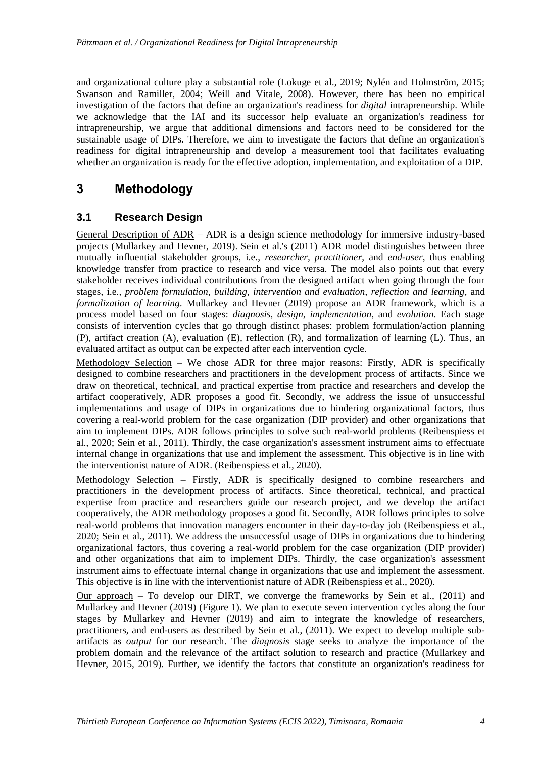and organizational culture play a substantial role (Lokuge et al., 2019; Nylén and Holmström, 2015; Swanson and Ramiller, 2004; Weill and Vitale, 2008). However, there has been no empirical investigation of the factors that define an organization's readiness for *digital* intrapreneurship. While we acknowledge that the IAI and its successor help evaluate an organization's readiness for intrapreneurship, we argue that additional dimensions and factors need to be considered for the sustainable usage of DIPs. Therefore, we aim to investigate the factors that define an organization's readiness for digital intrapreneurship and develop a measurement tool that facilitates evaluating whether an organization is ready for the effective adoption, implementation, and exploitation of a DIP.

# 3 Methodology

## 3.1 Research Design

General Description of ADR – ADR is a design science methodology for immersive industry-based projects (Mullarkey and Hevner, 2019). Sein et al.'s (2011) ADR model distinguishes between three mutually influential stakeholder groups, i.e., *researcher*, *practitioner*, and *end-user*, thus enabling knowledge transfer from practice to research and vice versa. The model also points out that every stakeholder receives individual contributions from the designed artifact when going through the four stages, i.e., *problem formulation*, *building, intervention and evaluation*, *reflection and learning*, and *formalization of learning*. Mullarkey and Hevner (2019) propose an ADR framework, which is a process model based on four stages: *diagnosis, design, implementation,* and *evolution*. Each stage consists of intervention cycles that go through distinct phases: problem formulation/action planning (P), artifact creation (A), evaluation (E), reflection (R), and formalization of learning (L). Thus, an evaluated artifact as output can be expected after each intervention cycle.

Methodology Selection – We chose ADR for three major reasons: Firstly, ADR is specifically designed to combine researchers and practitioners in the development process of artifacts. Since we draw on theoretical, technical, and practical expertise from practice and researchers and develop the artifact cooperatively, ADR proposes a good fit. Secondly, we address the issue of unsuccessful implementations and usage of DIPs in organizations due to hindering organizational factors, thus covering a real-world problem for the case organization (DIP provider) and other organizations that aim to implement DIPs. ADR follows principles to solve such real-world problems (Reibenspiess et al., 2020; Sein et al., 2011). Thirdly, the case organization's assessment instrument aims to effectuate internal change in organizations that use and implement the assessment. This objective is in line with the interventionist nature of ADR. (Reibenspiess et al., 2020).

Methodology Selection – Firstly, ADR is specifically designed to combine researchers and practitioners in the development process of artifacts. Since theoretical, technical, and practical expertise from practice and researchers guide our research project, and we develop the artifact cooperatively, the ADR methodology proposes a good fit. Secondly, ADR follows principles to solve real-world problems that innovation managers encounter in their day-to-day job (Reibenspiess et al., 2020; Sein et al., 2011). We address the unsuccessful usage of DIPs in organizations due to hindering organizational factors, thus covering a real-world problem for the case organization (DIP provider) and other organizations that aim to implement DIPs. Thirdly, the case organization's assessment instrument aims to effectuate internal change in organizations that use and implement the assessment. This objective is in line with the interventionist nature of ADR (Reibenspiess et al., 2020).

Our approach – To develop our DIRT, we converge the frameworks by Sein et al., (2011) and Mullarkey and Hevner (2019) (Figure 1). We plan to execute seven intervention cycles along the four stages by Mullarkey and Hevner (2019) and aim to integrate the knowledge of researchers, practitioners, and end-users as described by Sein et al., (2011). We expect to develop multiple sub-artifacts as *output* for our research. The *diagnosis* stage seeks to analyze the importance of the problem domain and the relevance of the artifact solution to research and practice (Mullarkey and Hevner, 2015, 2019). Further, we identify the factors that constitute an organization's readiness for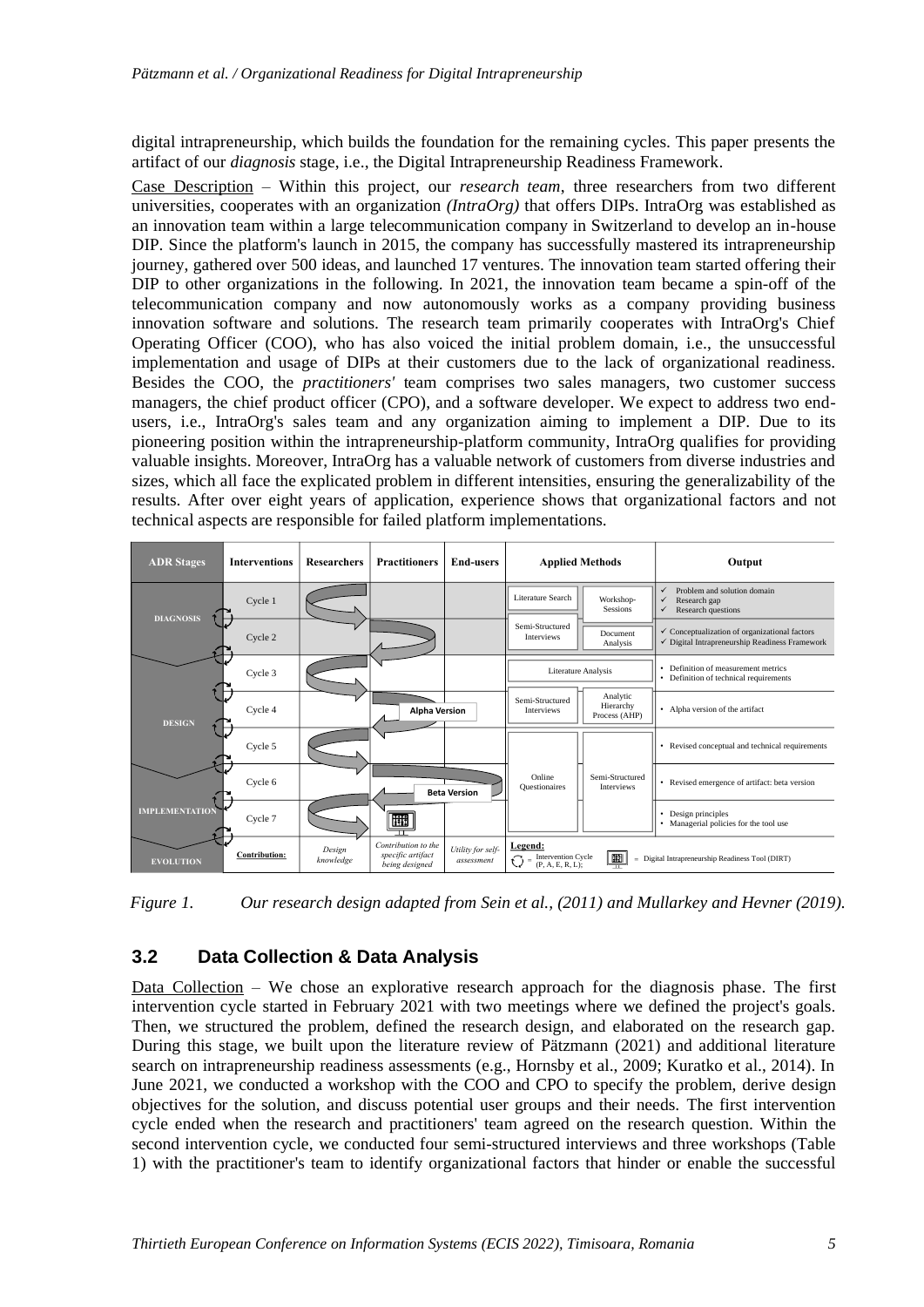digital intrapreneurship, which builds the foundation for the remaining cycles. This paper presents the artifact of our *diagnosis* stage, i.e., the Digital Intrapreneurship Readiness Framework.

Case Description – Within this project, our *research team*, three researchers from two different universities, cooperates with an organization *(IntraOrg)* that offers DIPs. IntraOrg was established as an innovation team within a large telecommunication company in Switzerland to develop an in-house DIP. Since the platform's launch in 2015, the company has successfully mastered its intrapreneurship journey, gathered over 500 ideas, and launched 17 ventures. The innovation team started offering their DIP to other organizations in the following. In 2021, the innovation team became a spin-off of the telecommunication company and now autonomously works as a company providing business innovation software and solutions. The research team primarily cooperates with IntraOrg's Chief Operating Officer (COO), who has also voiced the initial problem domain, i.e., the unsuccessful implementation and usage of DIPs at their customers due to the lack of organizational readiness. Besides the COO, the *practitioners'* team comprises two sales managers, two customer success managers, the chief product officer (CPO), and a software developer. We expect to address two end-users, i.e., IntraOrg's sales team and any organization aiming to implement a DIP. Due to its pioneering position within the intrapreneurship-platform community, IntraOrg qualifies for providing valuable insights. Moreover, IntraOrg has a valuable network of customers from diverse industries and sizes, which all face the explicated problem in different intensities, ensuring the generalizability of the results. After over eight years of application, experience shows that organizational factors and not technical aspects are responsible for failed platform implementations.

| ADR Stages | Interventions | Researchers | Practitioners | End-users | Applied Methods | | Output |
|---|---|---|---|---|---|---|---|
| DIAGNOSIS | Cycle 1 | | | | Literature Search | Workshop-Sessions | ✓ Problem and solution domain<br>✓ Research gap<br>✓ Research questions |
| | Cycle 2 | | | | Semi-Structured Interviews | Document Analysis | ✓ Conceptualization of organizational factors<br>✓ Digital Intrapreneurship Readiness Framework |
| DESIGN | Cycle 3 | | | | Literature Analysis | | • Definition of measurement metrics<br>• Definition of technical requirements |
| | Cycle 4 | | Alpha Version | | Semi-Structured Interviews | Analytic Hierarchy Process (AHP) | • Alpha version of the artifact |
| | Cycle 5 | | | | Online Questionaires | Semi-Structured Interviews | • Revised conceptual and technical requirements |
| IMPLEMENTATION | Cycle 6 | | Beta Version | | | | • Revised emergence of artifact: beta version |
| | Cycle 7 | | | | | | • Design principles<br>• Managerial policies for the tool use |
| EVOLUTION | Contribution: | *Design knowledge* | *Contribution to the specific artifact being designed* | *Utility for self-assessment* | Legend: = Intervention Cycle (P, A, E, R, L); | | = Digital Intrapreneurship Readiness Tool (DIRT) |

*Figure 1. Our research design adapted from Sein et al., (2011) and Mullarkey and Hevner (2019).*

## 3.2 Data Collection & Data Analysis

Data Collection – We chose an explorative research approach for the diagnosis phase. The first intervention cycle started in February 2021 with two meetings where we defined the project's goals. Then, we structured the problem, defined the research design, and elaborated on the research gap. During this stage, we built upon the literature review of Pätzmann (2021) and additional literature search on intrapreneurship readiness assessments (e.g., Hornsby et al., 2009; Kuratko et al., 2014). In June 2021, we conducted a workshop with the COO and CPO to specify the problem, derive design objectives for the solution, and discuss potential user groups and their needs. The first intervention cycle ended when the research and practitioners' team agreed on the research question. Within the second intervention cycle, we conducted four semi-structured interviews and three workshops (Table 1) with the practitioner's team to identify organizational factors that hinder or enable the successful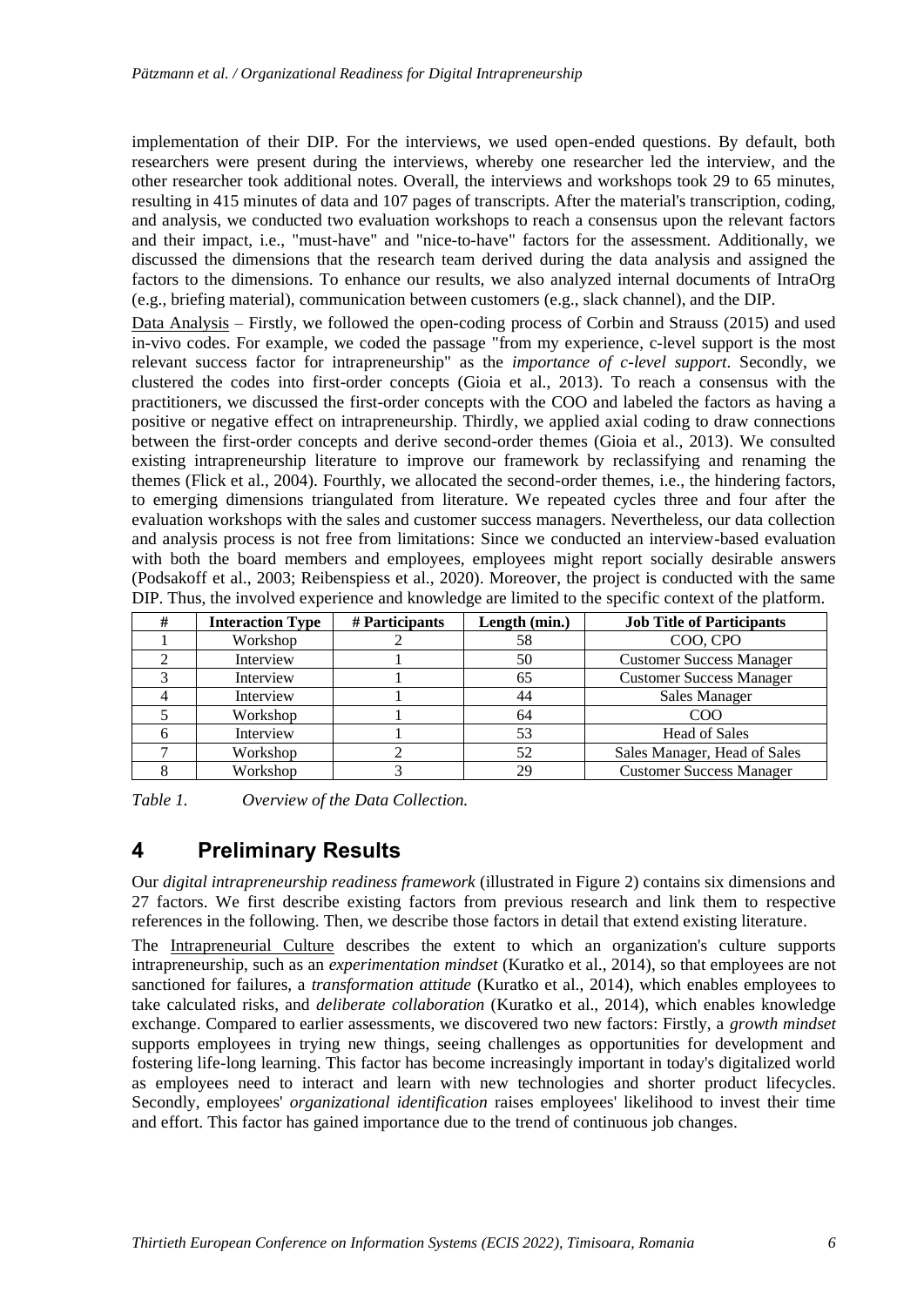implementation of their DIP. For the interviews, we used open-ended questions. By default, both researchers were present during the interviews, whereby one researcher led the interview, and the other researcher took additional notes. Overall, the interviews and workshops took 29 to 65 minutes, resulting in 415 minutes of data and 107 pages of transcripts. After the material's transcription, coding, and analysis, we conducted two evaluation workshops to reach a consensus upon the relevant factors and their impact, i.e., "must-have" and "nice-to-have" factors for the assessment. Additionally, we discussed the dimensions that the research team derived during the data analysis and assigned the factors to the dimensions. To enhance our results, we also analyzed internal documents of IntraOrg (e.g., briefing material), communication between customers (e.g., slack channel), and the DIP.

Data Analysis – Firstly, we followed the open-coding process of Corbin and Strauss (2015) and used in-vivo codes. For example, we coded the passage "from my experience, c-level support is the most relevant success factor for intrapreneurship" as the *importance of c-level support*. Secondly, we clustered the codes into first-order concepts (Gioia et al., 2013). To reach a consensus with the practitioners, we discussed the first-order concepts with the COO and labeled the factors as having a positive or negative effect on intrapreneurship. Thirdly, we applied axial coding to draw connections between the first-order concepts and derive second-order themes (Gioia et al., 2013). We consulted existing intrapreneurship literature to improve our framework by reclassifying and renaming the themes (Flick et al., 2004). Fourthly, we allocated the second-order themes, i.e., the hindering factors, to emerging dimensions triangulated from literature. We repeated cycles three and four after the evaluation workshops with the sales and customer success managers. Nevertheless, our data collection and analysis process is not free from limitations: Since we conducted an interview-based evaluation with both the board members and employees, employees might report socially desirable answers (Podsakoff et al., 2003; Reibenspiess et al., 2020). Moreover, the project is conducted with the same DIP. Thus, the involved experience and knowledge are limited to the specific context of the platform.

| # | Interaction Type | # Participants | Length (min.) | Job Title of Participants |
|---|---|---|---|---|
| 1 | Workshop | 2 | 58 | COO, CPO |
| 2 | Interview | 1 | 50 | Customer Success Manager |
| 3 | Interview | 1 | 65 | Customer Success Manager |
| 4 | Interview | 1 | 44 | Sales Manager |
| 5 | Workshop | 1 | 64 | COO |
| 6 | Interview | 1 | 53 | Head of Sales |
| 7 | Workshop | 2 | 52 | Sales Manager, Head of Sales |
| 8 | Workshop | 3 | 29 | Customer Success Manager |

*Table 1. Overview of the Data Collection.*

## 4 Preliminary Results

Our *digital intrapreneurship readiness framework* (illustrated in Figure 2) contains six dimensions and 27 factors. We first describe existing factors from previous research and link them to respective references in the following. Then, we describe those factors in detail that extend existing literature.

The Intrapreneurial Culture describes the extent to which an organization's culture supports intrapreneurship, such as an *experimentation mindset* (Kuratko et al., 2014), so that employees are not sanctioned for failures, a *transformation attitude* (Kuratko et al., 2014), which enables employees to take calculated risks, and *deliberate collaboration* (Kuratko et al., 2014), which enables knowledge exchange. Compared to earlier assessments, we discovered two new factors: Firstly, a *growth mindset* supports employees in trying new things, seeing challenges as opportunities for development and fostering life-long learning. This factor has become increasingly important in today's digitalized world as employees need to interact and learn with new technologies and shorter product lifecycles. Secondly, employees' *organizational identification* raises employees' likelihood to invest their time and effort. This factor has gained importance due to the trend of continuous job changes.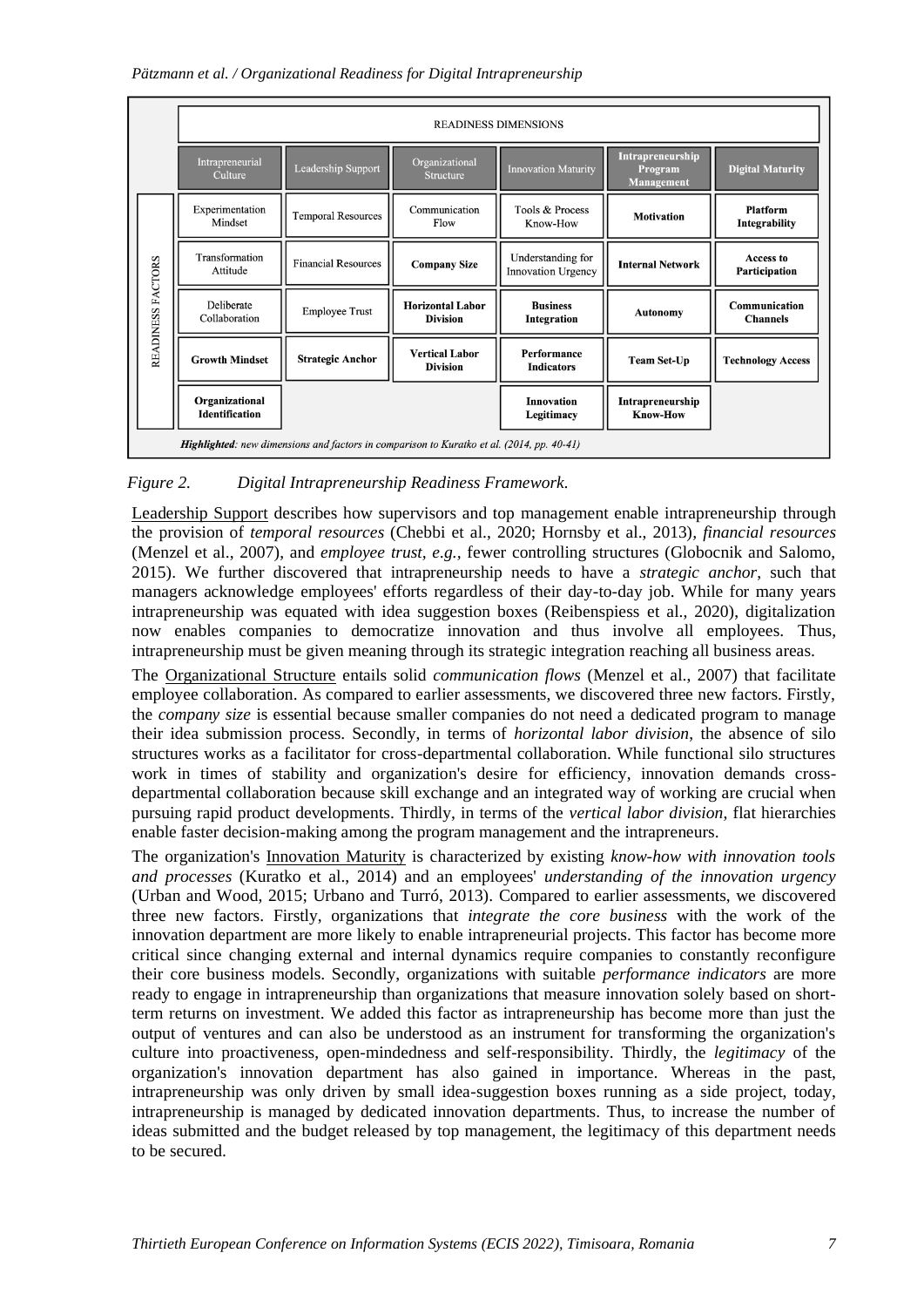| | READINESS DIMENSIONS | | | | | |
|---|---|---|---|---|---|---|
| | Intrapreneurial Culture | Leadership Support | Organizational Structure | Innovation Maturity | **Intrapreneurship Program Management** | **Digital Maturity** |
| READINESS FACTORS | Experimentation Mindset | Temporal Resources | Communication Flow | Tools & Process Know-How | **Motivation** | **Platform Integrability** |
| | Transformation Attitude | Financial Resources | **Company Size** | Understanding for Innovation Urgency | **Internal Network** | **Access to Participation** |
| | Deliberate Collaboration | Employee Trust | **Horizontal Labor Division** | **Business Integration** | **Autonomy** | **Communication Channels** |
| | **Growth Mindset** | **Strategic Anchor** | **Vertical Labor Division** | **Performance Indicators** | **Team Set-Up** | **Technology Access** |
| | **Organizational Identification** | | | **Innovation Legitimacy** | **Intrapreneurship Know-How** | |

***Highlighted**: new dimensions and factors in comparison to Kuratko et al. (2014, pp. 40-41)*

*Figure 2. Digital Intrapreneurship Readiness Framework.*

Leadership Support describes how supervisors and top management enable intrapreneurship through the provision of *temporal resources* (Chebbi et al., 2020; Hornsby et al., 2013), *financial resources* (Menzel et al., 2007), and *employee trust, e.g.,* fewer controlling structures (Globocnik and Salomo, 2015). We further discovered that intrapreneurship needs to have a *strategic anchor*, such that managers acknowledge employees' efforts regardless of their day-to-day job. While for many years intrapreneurship was equated with idea suggestion boxes (Reibenspiess et al., 2020), digitalization now enables companies to democratize innovation and thus involve all employees. Thus, intrapreneurship must be given meaning through its strategic integration reaching all business areas.

The Organizational Structure entails solid *communication flows* (Menzel et al., 2007) that facilitate employee collaboration. As compared to earlier assessments, we discovered three new factors. Firstly, the *company size* is essential because smaller companies do not need a dedicated program to manage their idea submission process. Secondly, in terms of *horizontal labor division*, the absence of silo structures works as a facilitator for cross-departmental collaboration. While functional silo structures work in times of stability and organization's desire for efficiency, innovation demands cross-departmental collaboration because skill exchange and an integrated way of working are crucial when pursuing rapid product developments. Thirdly, in terms of the *vertical labor division*, flat hierarchies enable faster decision-making among the program management and the intrapreneurs.

The organization's Innovation Maturity is characterized by existing *know-how with innovation tools and processes* (Kuratko et al., 2014) and an employees' *understanding of the innovation urgency* (Urban and Wood, 2015; Urbano and Turró, 2013). Compared to earlier assessments, we discovered three new factors. Firstly, organizations that *integrate the core business* with the work of the innovation department are more likely to enable intrapreneurial projects. This factor has become more critical since changing external and internal dynamics require companies to constantly reconfigure their core business models. Secondly, organizations with suitable *performance indicators* are more ready to engage in intrapreneurship than organizations that measure innovation solely based on short-term returns on investment. We added this factor as intrapreneurship has become more than just the output of ventures and can also be understood as an instrument for transforming the organization's culture into proactiveness, open-mindedness and self-responsibility. Thirdly, the *legitimacy* of the organization's innovation department has also gained in importance. Whereas in the past, intrapreneurship was only driven by small idea-suggestion boxes running as a side project, today, intrapreneurship is managed by dedicated innovation departments. Thus, to increase the number of ideas submitted and the budget released by top management, the legitimacy of this department needs to be secured.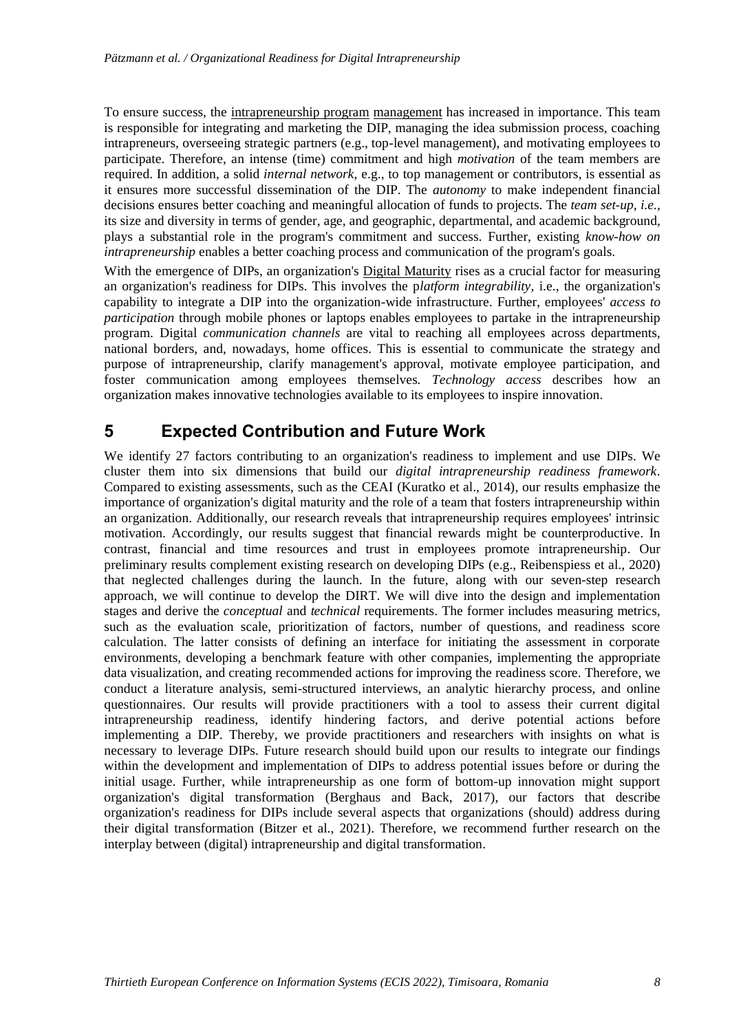To ensure success, the intrapreneurship program management has increased in importance. This team is responsible for integrating and marketing the DIP, managing the idea submission process, coaching intrapreneurs, overseeing strategic partners (e.g., top-level management), and motivating employees to participate. Therefore, an intense (time) commitment and high *motivation* of the team members are required. In addition, a solid *internal network*, e.g., to top management or contributors, is essential as it ensures more successful dissemination of the DIP. The *autonomy* to make independent financial decisions ensures better coaching and meaningful allocation of funds to projects. The *team set-up*, *i.e.*, its size and diversity in terms of gender, age, and geographic, departmental, and academic background, plays a substantial role in the program's commitment and success. Further, existing *know-how on intrapreneurship* enables a better coaching process and communication of the program's goals.

With the emergence of DIPs, an organization's Digital Maturity rises as a crucial factor for measuring an organization's readiness for DIPs. This involves the p*latform integrability*, i.e., the organization's capability to integrate a DIP into the organization-wide infrastructure. Further, employees' *access to participation* through mobile phones or laptops enables employees to partake in the intrapreneurship program. Digital *communication channels* are vital to reaching all employees across departments, national borders, and, nowadays, home offices. This is essential to communicate the strategy and purpose of intrapreneurship, clarify management's approval, motivate employee participation, and foster communication among employees themselves. *Technology access* describes how an organization makes innovative technologies available to its employees to inspire innovation.

## 5 Expected Contribution and Future Work

We identify 27 factors contributing to an organization's readiness to implement and use DIPs. We cluster them into six dimensions that build our *digital intrapreneurship readiness framework*. Compared to existing assessments, such as the CEAI (Kuratko et al., 2014), our results emphasize the importance of organization's digital maturity and the role of a team that fosters intrapreneurship within an organization. Additionally, our research reveals that intrapreneurship requires employees' intrinsic motivation. Accordingly, our results suggest that financial rewards might be counterproductive. In contrast, financial and time resources and trust in employees promote intrapreneurship. Our preliminary results complement existing research on developing DIPs (e.g., Reibenspiess et al., 2020) that neglected challenges during the launch. In the future, along with our seven-step research approach, we will continue to develop the DIRT. We will dive into the design and implementation stages and derive the *conceptual* and *technical* requirements. The former includes measuring metrics, such as the evaluation scale, prioritization of factors, number of questions, and readiness score calculation. The latter consists of defining an interface for initiating the assessment in corporate environments, developing a benchmark feature with other companies, implementing the appropriate data visualization, and creating recommended actions for improving the readiness score. Therefore, we conduct a literature analysis, semi-structured interviews, an analytic hierarchy process, and online questionnaires. Our results will provide practitioners with a tool to assess their current digital intrapreneurship readiness, identify hindering factors, and derive potential actions before implementing a DIP. Thereby, we provide practitioners and researchers with insights on what is necessary to leverage DIPs. Future research should build upon our results to integrate our findings within the development and implementation of DIPs to address potential issues before or during the initial usage. Further, while intrapreneurship as one form of bottom-up innovation might support organization's digital transformation (Berghaus and Back, 2017), our factors that describe organization's readiness for DIPs include several aspects that organizations (should) address during their digital transformation (Bitzer et al., 2021). Therefore, we recommend further research on the interplay between (digital) intrapreneurship and digital transformation.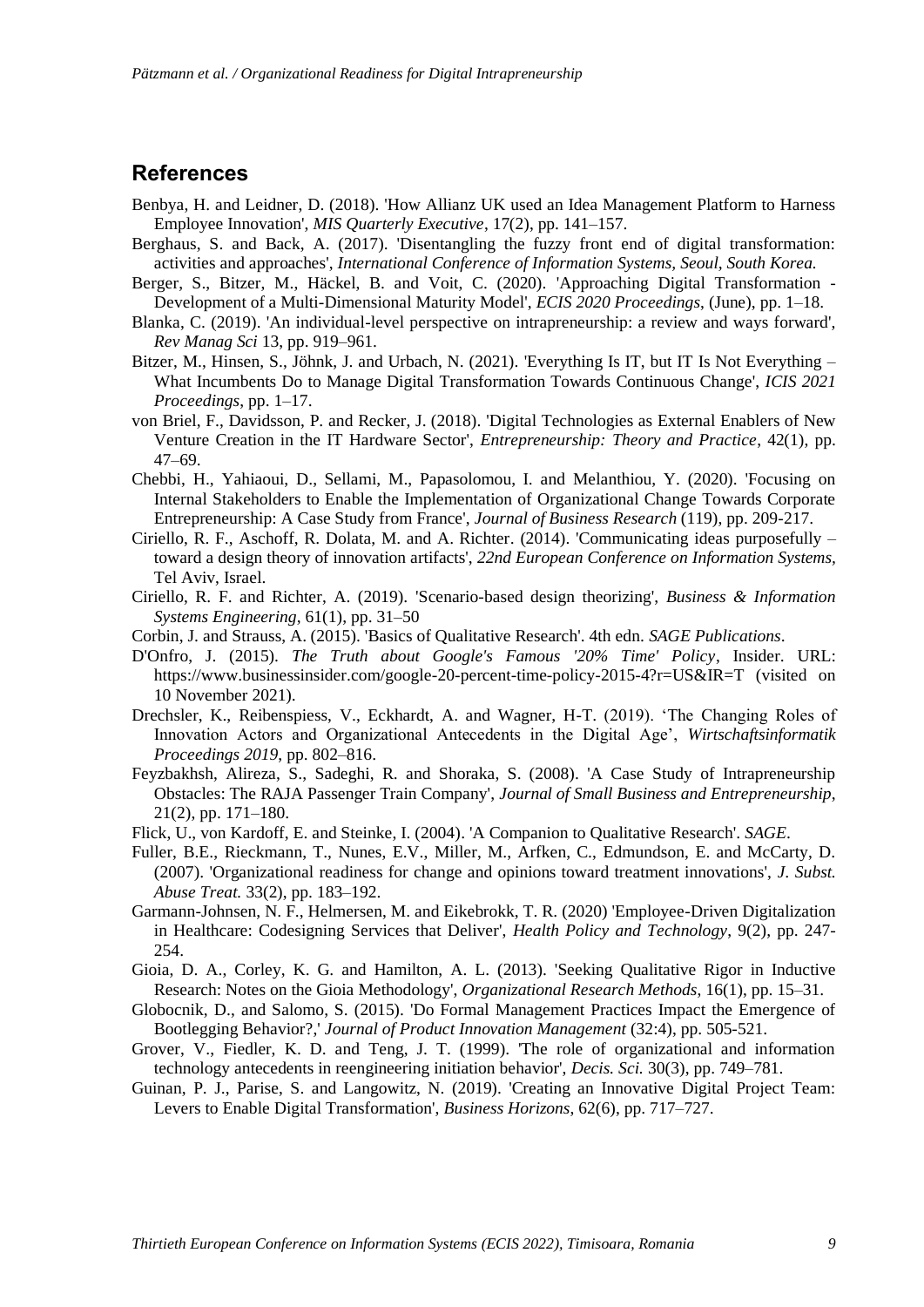## References

Benbya, H. and Leidner, D. (2018). 'How Allianz UK used an Idea Management Platform to Harness Employee Innovation', *MIS Quarterly Executive*, 17(2), pp. 141–157.

Berghaus, S. and Back, A. (2017). 'Disentangling the fuzzy front end of digital transformation: activities and approaches', *International Conference of Information Systems, Seoul, South Korea.*

Berger, S., Bitzer, M., Häckel, B. and Voit, C. (2020). 'Approaching Digital Transformation - Development of a Multi-Dimensional Maturity Model', *ECIS 2020 Proceedings*, (June), pp. 1–18.

Blanka, C. (2019). 'An individual-level perspective on intrapreneurship: a review and ways forward', *Rev Manag Sci* 13, pp. 919–961.

Bitzer, M., Hinsen, S., Jöhnk, J. and Urbach, N. (2021). 'Everything Is IT, but IT Is Not Everything – What Incumbents Do to Manage Digital Transformation Towards Continuous Change', *ICIS 2021 Proceedings*, pp. 1–17.

von Briel, F., Davidsson, P. and Recker, J. (2018). 'Digital Technologies as External Enablers of New Venture Creation in the IT Hardware Sector', *Entrepreneurship: Theory and Practice*, 42(1), pp. 47–69.

Chebbi, H., Yahiaoui, D., Sellami, M., Papasolomou, I. and Melanthiou, Y. (2020). 'Focusing on Internal Stakeholders to Enable the Implementation of Organizational Change Towards Corporate Entrepreneurship: A Case Study from France', *Journal of Business Research* (119), pp. 209-217.

Ciriello, R. F., Aschoff, R. Dolata, M. and A. Richter. (2014). 'Communicating ideas purposefully – toward a design theory of innovation artifacts', *22nd European Conference on Information Systems*, Tel Aviv, Israel.

Ciriello, R. F. and Richter, A. (2019). 'Scenario-based design theorizing', *Business & Information Systems Engineering*, 61(1), pp. 31–50

Corbin, J. and Strauss, A. (2015). 'Basics of Qualitative Research'. 4th edn. *SAGE Publications*.

D'Onfro, J. (2015). *The Truth about Google's Famous '20% Time' Policy*, Insider. URL: https://www.businessinsider.com/google-20-percent-time-policy-2015-4?r=US&IR=T (visited on 10 November 2021).

Drechsler, K., Reibenspiess, V., Eckhardt, A. and Wagner, H-T. (2019). 'The Changing Roles of Innovation Actors and Organizational Antecedents in the Digital Age', *Wirtschaftsinformatik Proceedings 2019*, pp. 802–816.

Feyzbakhsh, Alireza, S., Sadeghi, R. and Shoraka, S. (2008). 'A Case Study of Intrapreneurship Obstacles: The RAJA Passenger Train Company', *Journal of Small Business and Entrepreneurship*, 21(2), pp. 171–180.

Flick, U., von Kardoff, E. and Steinke, I. (2004). 'A Companion to Qualitative Research'. *SAGE*.

Fuller, B.E., Rieckmann, T., Nunes, E.V., Miller, M., Arfken, C., Edmundson, E. and McCarty, D. (2007). 'Organizational readiness for change and opinions toward treatment innovations', *J. Subst. Abuse Treat.* 33(2), pp. 183–192.

Garmann-Johnsen, N. F., Helmersen, M. and Eikebrokk, T. R. (2020) 'Employee-Driven Digitalization in Healthcare: Codesigning Services that Deliver', *Health Policy and Technology*, 9(2), pp. 247-254.

Gioia, D. A., Corley, K. G. and Hamilton, A. L. (2013). 'Seeking Qualitative Rigor in Inductive Research: Notes on the Gioia Methodology', *Organizational Research Methods*, 16(1), pp. 15–31.

Globocnik, D., and Salomo, S. (2015). 'Do Formal Management Practices Impact the Emergence of Bootlegging Behavior?,' *Journal of Product Innovation Management* (32:4), pp. 505-521.

Grover, V., Fiedler, K. D. and Teng, J. T. (1999). 'The role of organizational and information technology antecedents in reengineering initiation behavior', *Decis. Sci.* 30(3), pp. 749–781.

Guinan, P. J., Parise, S. and Langowitz, N. (2019). 'Creating an Innovative Digital Project Team: Levers to Enable Digital Transformation', *Business Horizons*, 62(6), pp. 717–727.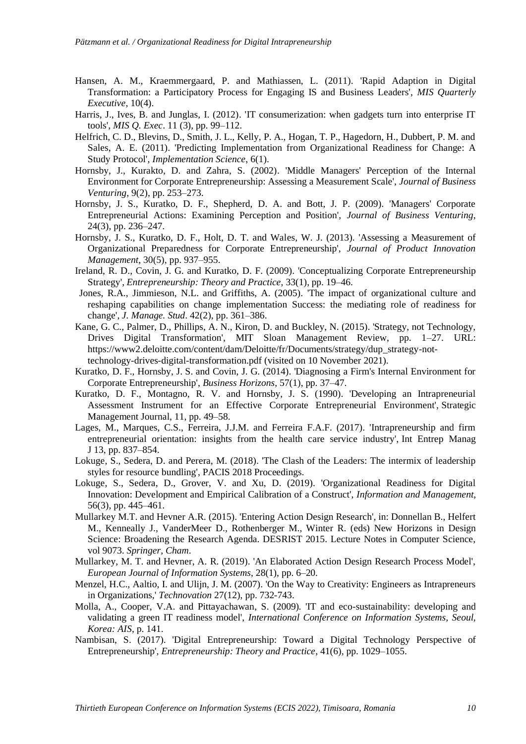Hansen, A. M., Kraemmergaard, P. and Mathiassen, L. (2011). 'Rapid Adaption in Digital Transformation: a Participatory Process for Engaging IS and Business Leaders', *MIS Quarterly Executive*, 10(4).

Harris, J., Ives, B. and Junglas, I. (2012). 'IT consumerization: when gadgets turn into enterprise IT tools', *MIS Q. Exec*. 11 (3), pp. 99–112.

Helfrich, C. D., Blevins, D., Smith, J. L., Kelly, P. A., Hogan, T. P., Hagedorn, H., Dubbert, P. M. and Sales, A. E. (2011). 'Predicting Implementation from Organizational Readiness for Change: A Study Protocol', *Implementation Science*, 6(1).

Hornsby, J., Kurakto, D. and Zahra, S. (2002). 'Middle Managers' Perception of the Internal Environment for Corporate Entrepreneurship: Assessing a Measurement Scale', *Journal of Business Venturing*, 9(2), pp. 253–273.

Hornsby, J. S., Kuratko, D. F., Shepherd, D. A. and Bott, J. P. (2009). 'Managers' Corporate Entrepreneurial Actions: Examining Perception and Position', *Journal of Business Venturing*, 24(3), pp. 236–247.

Hornsby, J. S., Kuratko, D. F., Holt, D. T. and Wales, W. J. (2013). 'Assessing a Measurement of Organizational Preparedness for Corporate Entrepreneurship', *Journal of Product Innovation Management*, 30(5), pp. 937–955.

Ireland, R. D., Covin, J. G. and Kuratko, D. F. (2009). 'Conceptualizing Corporate Entrepreneurship Strategy', *Entrepreneurship: Theory and Practice*, 33(1), pp. 19–46.

Jones, R.A., Jimmieson, N.L. and Griffiths, A. (2005). 'The impact of organizational culture and reshaping capabilities on change implementation Success: the mediating role of readiness for change', *J. Manage. Stud*. 42(2), pp. 361–386.

Kane, G. C., Palmer, D., Phillips, A. N., Kiron, D. and Buckley, N. (2015). 'Strategy, not Technology, Drives Digital Transformation', MIT Sloan Management Review, pp. 1–27. URL: https://www2.deloitte.com/content/dam/Deloitte/fr/Documents/strategy/dup_strategy-not-technology-drives-digital-transformation.pdf (visited on 10 November 2021).

Kuratko, D. F., Hornsby, J. S. and Covin, J. G. (2014). 'Diagnosing a Firm's Internal Environment for Corporate Entrepreneurship', *Business Horizons*, 57(1), pp. 37–47.

Kuratko, D. F., Montagno, R. V. and Hornsby, J. S. (1990). 'Developing an Intrapreneurial Assessment Instrument for an Effective Corporate Entrepreneurial Environment', Strategic Management Journal, 11, pp. 49–58.

Lages, M., Marques, C.S., Ferreira, J.J.M. and Ferreira F.A.F. (2017). 'Intrapreneurship and firm entrepreneurial orientation: insights from the health care service industry', Int Entrep Manag J 13, pp. 837–854.

Lokuge, S., Sedera, D. and Perera, M. (2018). 'The Clash of the Leaders: The intermix of leadership styles for resource bundling', PACIS 2018 Proceedings.

Lokuge, S., Sedera, D., Grover, V. and Xu, D. (2019). 'Organizational Readiness for Digital Innovation: Development and Empirical Calibration of a Construct', *Information and Management*, 56(3), pp. 445–461.

Mullarkey M.T. and Hevner A.R. (2015). 'Entering Action Design Research', in: Donnellan B., Helfert M., Kenneally J., VanderMeer D., Rothenberger M., Winter R. (eds) New Horizons in Design Science: Broadening the Research Agenda. DESRIST 2015. Lecture Notes in Computer Science, vol 9073. *Springer, Cham*.

Mullarkey, M. T. and Hevner, A. R. (2019). 'An Elaborated Action Design Research Process Model', *European Journal of Information Systems*, 28(1), pp. 6–20.

Menzel, H.C., Aaltio, I. and Ulijn, J. M. (2007). 'On the Way to Creativity: Engineers as Intrapreneurs in Organizations,' *Technovation* 27(12), pp. 732-743.

Molla, A., Cooper, V.A. and Pittayachawan, S. (2009). 'IT and eco-sustainability: developing and validating a green IT readiness model', *International Conference on Information Systems, Seoul, Korea: AIS*, p. 141.

Nambisan, S. (2017). 'Digital Entrepreneurship: Toward a Digital Technology Perspective of Entrepreneurship', *Entrepreneurship: Theory and Practice*, 41(6), pp. 1029–1055.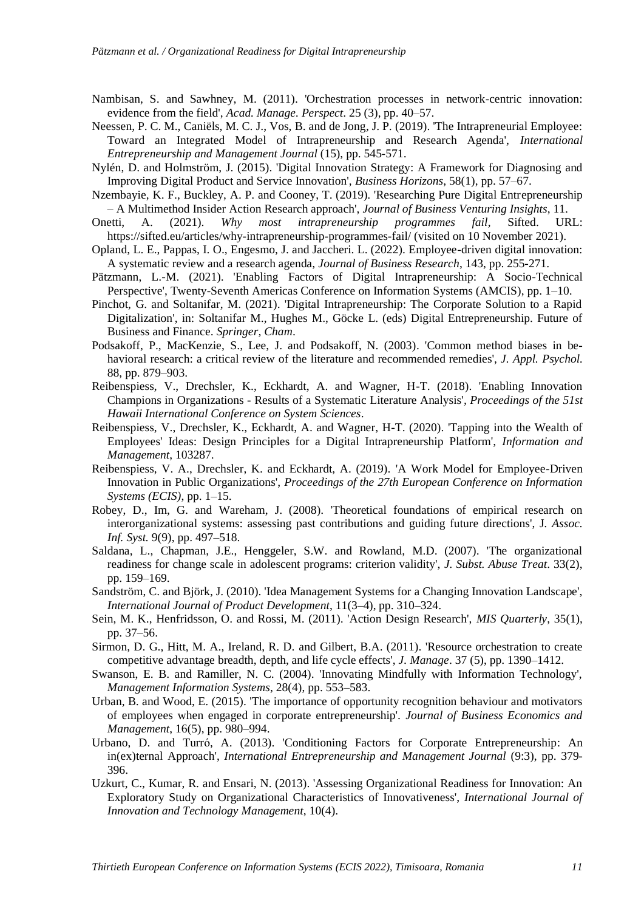Nambisan, S. and Sawhney, M. (2011). 'Orchestration processes in network-centric innovation: evidence from the field', *Acad. Manage. Perspect*. 25 (3), pp. 40–57.

Neessen, P. C. M., Caniëls, M. C. J., Vos, B. and de Jong, J. P. (2019). 'The Intrapreneurial Employee: Toward an Integrated Model of Intrapreneurship and Research Agenda', *International Entrepreneurship and Management Journal* (15), pp. 545-571.

Nylén, D. and Holmström, J. (2015). 'Digital Innovation Strategy: A Framework for Diagnosing and Improving Digital Product and Service Innovation', *Business Horizons*, 58(1), pp. 57–67.

Nzembayie, K. F., Buckley, A. P. and Cooney, T. (2019). 'Researching Pure Digital Entrepreneurship – A Multimethod Insider Action Research approach', *Journal of Business Venturing Insights*, 11.

Onetti, A. (2021). *Why most intrapreneurship programmes fail*, Sifted. URL: https://sifted.eu/articles/why-intrapreneurship-programmes-fail/ (visited on 10 November 2021).

Opland, L. E., Pappas, I. O., Engesmo, J. and Jaccheri. L. (2022). Employee-driven digital innovation: A systematic review and a research agenda, *Journal of Business Research*, 143, pp. 255-271.

Pätzmann, L.-M. (2021). 'Enabling Factors of Digital Intrapreneurship: A Socio-Technical Perspective', Twenty-Seventh Americas Conference on Information Systems (AMCIS), pp. 1–10.

Pinchot, G. and Soltanifar, M. (2021). 'Digital Intrapreneurship: The Corporate Solution to a Rapid Digitalization', in: Soltanifar M., Hughes M., Göcke L. (eds) Digital Entrepreneurship. Future of Business and Finance. *Springer, Cham*.

Podsakoff, P., MacKenzie, S., Lee, J. and Podsakoff, N. (2003). 'Common method biases in behavioral research: a critical review of the literature and recommended remedies', *J. Appl. Psychol.* 88, pp. 879–903.

Reibenspiess, V., Drechsler, K., Eckhardt, A. and Wagner, H-T. (2018). 'Enabling Innovation Champions in Organizations - Results of a Systematic Literature Analysis', *Proceedings of the 51st Hawaii International Conference on System Sciences*.

Reibenspiess, V., Drechsler, K., Eckhardt, A. and Wagner, H-T. (2020). 'Tapping into the Wealth of Employees' Ideas: Design Principles for a Digital Intrapreneurship Platform', *Information and Management*, 103287.

Reibenspiess, V. A., Drechsler, K. and Eckhardt, A. (2019). 'A Work Model for Employee-Driven Innovation in Public Organizations', *Proceedings of the 27th European Conference on Information Systems (ECIS)*, pp. 1–15.

Robey, D., Im, G. and Wareham, J. (2008). 'Theoretical foundations of empirical research on interorganizational systems: assessing past contributions and guiding future directions', J. *Assoc. Inf. Syst.* 9(9), pp. 497–518.

Saldana, L., Chapman, J.E., Henggeler, S.W. and Rowland, M.D. (2007). 'The organizational readiness for change scale in adolescent programs: criterion validity', *J. Subst. Abuse Treat*. 33(2), pp. 159–169.

Sandström, C. and Björk, J. (2010). 'Idea Management Systems for a Changing Innovation Landscape', *International Journal of Product Development*, 11(3–4), pp. 310–324.

Sein, M. K., Henfridsson, O. and Rossi, M. (2011). 'Action Design Research', *MIS Quarterly*, 35(1), pp. 37–56.

Sirmon, D. G., Hitt, M. A., Ireland, R. D. and Gilbert, B.A. (2011). 'Resource orchestration to create competitive advantage breadth, depth, and life cycle effects', *J. Manage*. 37 (5), pp. 1390–1412.

Swanson, E. B. and Ramiller, N. C. (2004). 'Innovating Mindfully with Information Technology', *Management Information Systems*, 28(4), pp. 553–583.

Urban, B. and Wood, E. (2015). 'The importance of opportunity recognition behaviour and motivators of employees when engaged in corporate entrepreneurship'. *Journal of Business Economics and Management*, 16(5), pp. 980–994.

Urbano, D. and Turró, A. (2013). 'Conditioning Factors for Corporate Entrepreneurship: An in(ex)ternal Approach', *International Entrepreneurship and Management Journal* (9:3), pp. 379-396.

Uzkurt, C., Kumar, R. and Ensari, N. (2013). 'Assessing Organizational Readiness for Innovation: An Exploratory Study on Organizational Characteristics of Innovativeness', *International Journal of Innovation and Technology Management*, 10(4).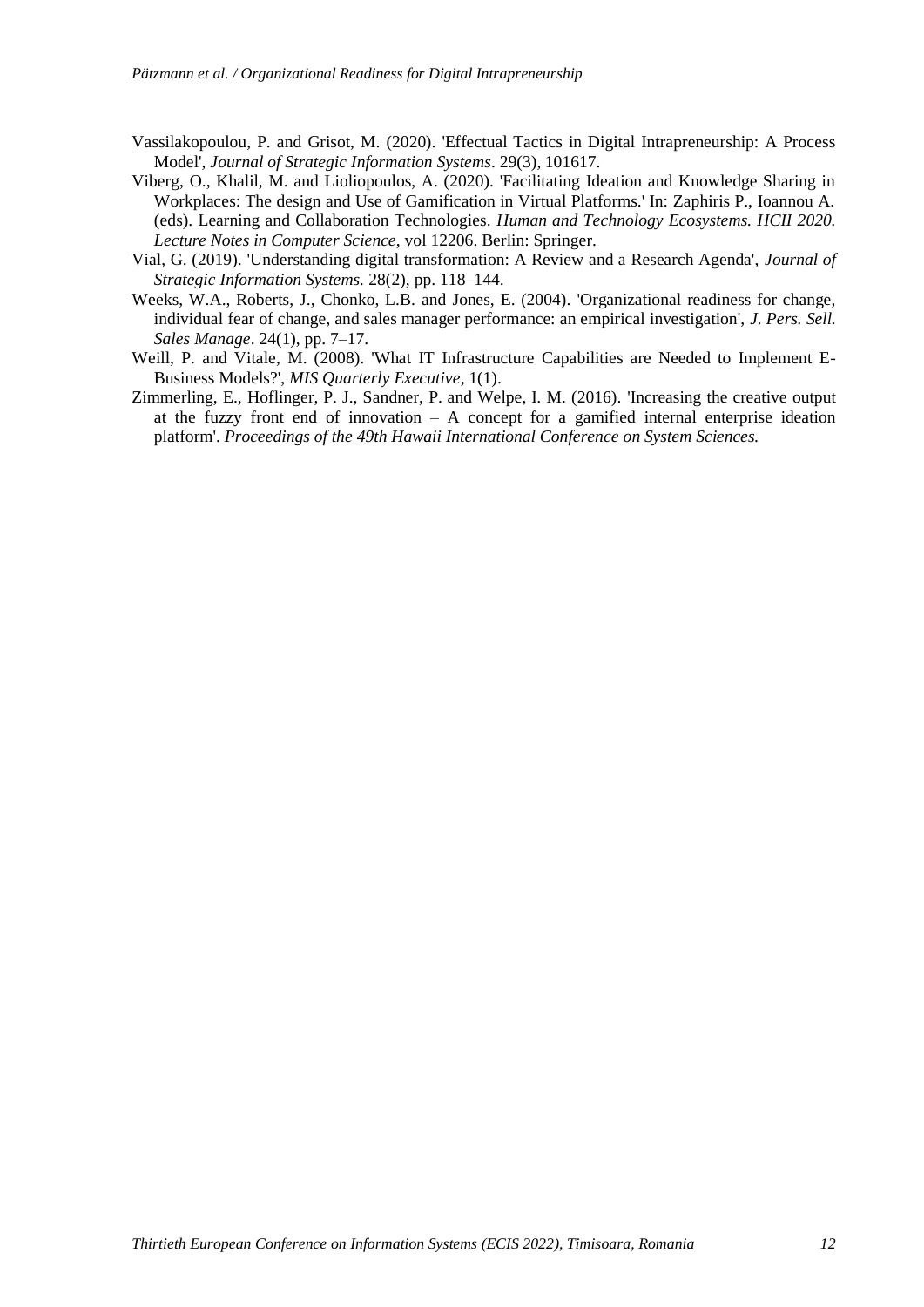Vassilakopoulou, P. and Grisot, M. (2020). 'Effectual Tactics in Digital Intrapreneurship: A Process Model', *Journal of Strategic Information Systems*. 29(3), 101617.

Viberg, O., Khalil, M. and Lioliopoulos, A. (2020). 'Facilitating Ideation and Knowledge Sharing in Workplaces: The design and Use of Gamification in Virtual Platforms.' In: Zaphiris P., Ioannou A. (eds). Learning and Collaboration Technologies. *Human and Technology Ecosystems. HCII 2020. Lecture Notes in Computer Science*, vol 12206. Berlin: Springer.

Vial, G. (2019). 'Understanding digital transformation: A Review and a Research Agenda', *Journal of Strategic Information Systems.* 28(2), pp. 118–144.

Weeks, W.A., Roberts, J., Chonko, L.B. and Jones, E. (2004). 'Organizational readiness for change, individual fear of change, and sales manager performance: an empirical investigation', *J. Pers. Sell. Sales Manage*. 24(1), pp. 7–17.

Weill, P. and Vitale, M. (2008). 'What IT Infrastructure Capabilities are Needed to Implement E-Business Models?', *MIS Quarterly Executive*, 1(1).

Zimmerling, E., Hoflinger, P. J., Sandner, P. and Welpe, I. M. (2016). 'Increasing the creative output at the fuzzy front end of innovation – A concept for a gamified internal enterprise ideation platform'. *Proceedings of the 49th Hawaii International Conference on System Sciences.*